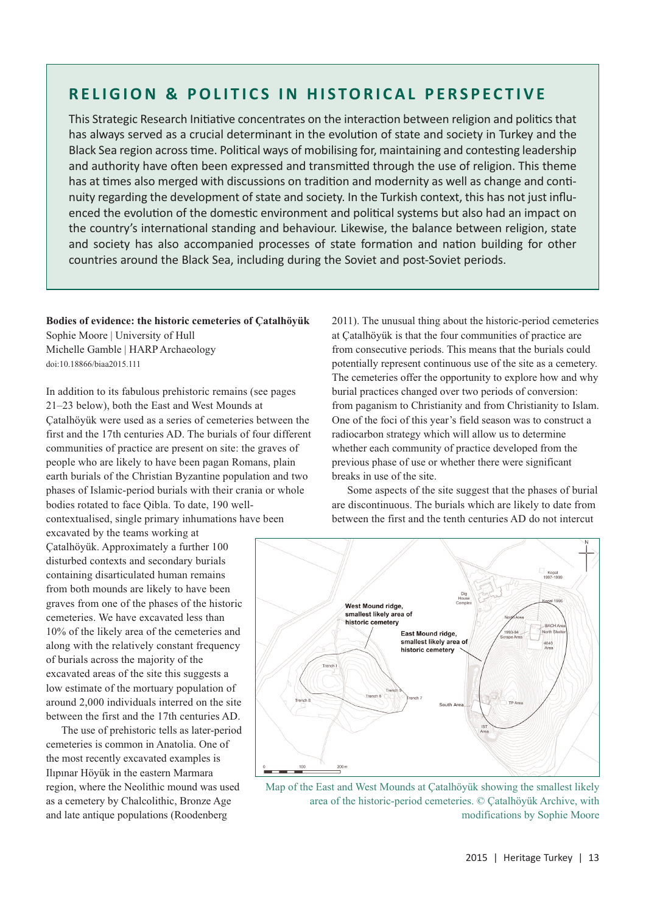## RELIGION & POLITICS IN HISTORICAL PERSPECTIVE

This Strategic Research Initiative concentrates on the interaction between religion and politics that has always served as a crucial determinant in the evolution of state and society in Turkey and the Black Sea region across time. Political ways of mobilising for, maintaining and contesting leadership and authority have often been expressed and transmitted through the use of religion. This theme has at times also merged with discussions on tradition and modernity as well as change and continuity regarding the development of state and society. In the Turkish context, this has not just influenced the evolution of the domestic environment and political systems but also had an impact on the country's international standing and behaviour. Likewise, the balance between religion, state and society has also accompanied processes of state formation and nation building for other countries around the Black Sea, including during the Soviet and post-Soviet periods.

### Bodies of evidence: the historic cemeteries of Çatalhöyük

Sophie Moore | University of Hull
Michelle Gamble | HARP Archaeology
doi:10.18866/biaa2015.111

In addition to its fabulous prehistoric remains (see pages 21–23 below), both the East and West Mounds at Çatalhöyük were used as a series of cemeteries between the first and the 17th centuries AD. The burials of four different communities of practice are present on site: the graves of people who are likely to have been pagan Romans, plain earth burials of the Christian Byzantine population and two phases of Islamic-period burials with their crania or whole bodies rotated to face Qibla. To date, 190 well-contextualised, single primary inhumations have been excavated by the teams working at Çatalhöyük. Approximately a further 100 disturbed contexts and secondary burials containing disarticulated human remains from both mounds are likely to have been graves from one of the phases of the historic cemeteries. We have excavated less than 10% of the likely area of the cemeteries and along with the relatively constant frequency of burials across the majority of the excavated areas of the site this suggests a low estimate of the mortuary population of around 2,000 individuals interred on the site between the first and the 17th centuries AD.

The use of prehistoric tells as later-period cemeteries is common in Anatolia. One of the most recently excavated examples is Ilıpınar Höyük in the eastern Marmara region, where the Neolithic mound was used as a cemetery by Chalcolithic, Bronze Age and late antique populations (Roodenberg 2011). The unusual thing about the historic-period cemeteries at Çatalhöyük is that the four communities of practice are from consecutive periods. This means that the burials could potentially represent continuous use of the site as a cemetery. The cemeteries offer the opportunity to explore how and why burial practices changed over two periods of conversion: from paganism to Christianity and from Christianity to Islam. One of the foci of this year's field season was to construct a radiocarbon strategy which will allow us to determine whether each community of practice developed from the previous phase of use or whether there were significant breaks in use of the site.

Some aspects of the site suggest that the phases of burial are discontinuous. The burials which are likely to date from between the first and the tenth centuries AD do not intercut

Map of the East and West Mounds at Çatalhöyük showing the smallest likely area of the historic-period cemeteries. © Çatalhöyük Archive, with modifications by Sophie Moore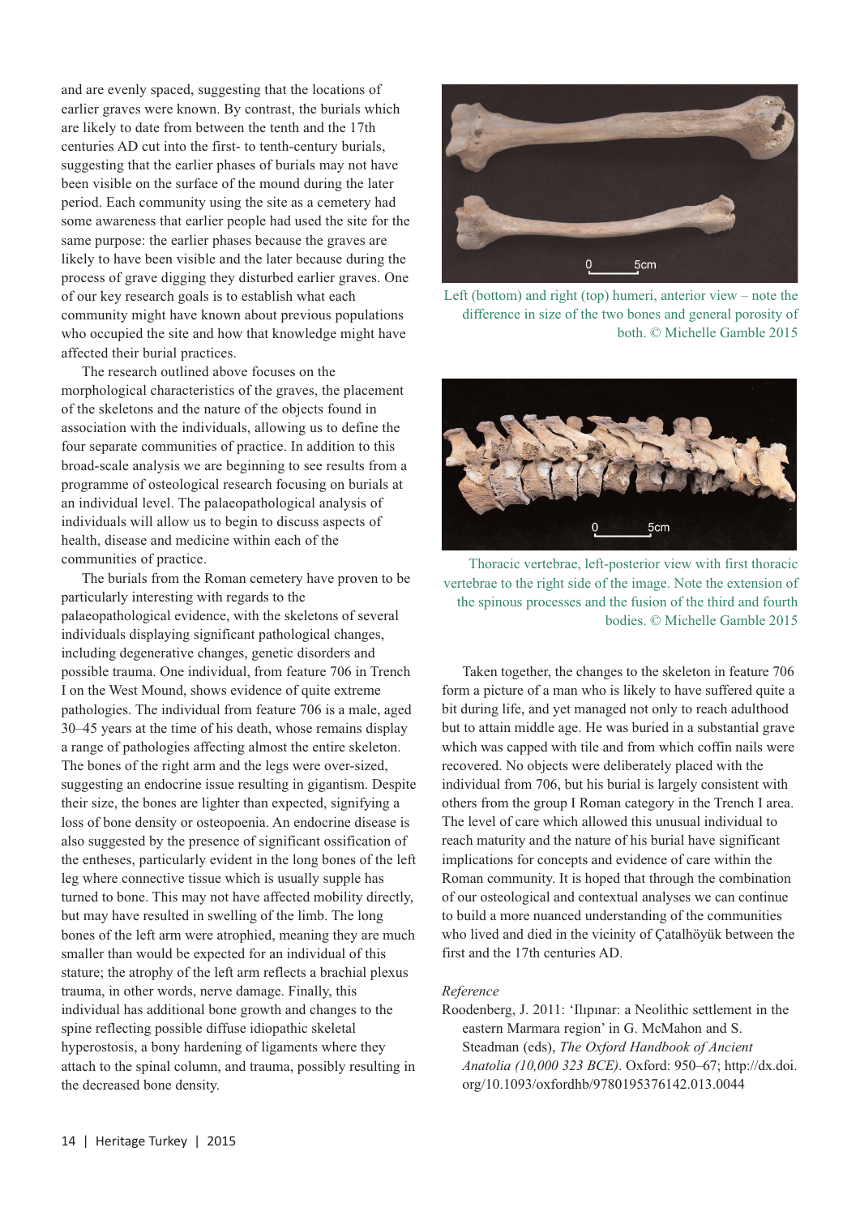and are evenly spaced, suggesting that the locations of earlier graves were known. By contrast, the burials which are likely to date from between the tenth and the 17th centuries AD cut into the first- to tenth-century burials, suggesting that the earlier phases of burials may not have been visible on the surface of the mound during the later period. Each community using the site as a cemetery had some awareness that earlier people had used the site for the same purpose: the earlier phases because the graves are likely to have been visible and the later because during the process of grave digging they disturbed earlier graves. One of our key research goals is to establish what each community might have known about previous populations who occupied the site and how that knowledge might have affected their burial practices.

The research outlined above focuses on the morphological characteristics of the graves, the placement of the skeletons and the nature of the objects found in association with the individuals, allowing us to define the four separate communities of practice. In addition to this broad-scale analysis we are beginning to see results from a programme of osteological research focusing on burials at an individual level. The palaeopathological analysis of individuals will allow us to begin to discuss aspects of health, disease and medicine within each of the communities of practice.

The burials from the Roman cemetery have proven to be particularly interesting with regards to the palaeopathological evidence, with the skeletons of several individuals displaying significant pathological changes, including degenerative changes, genetic disorders and possible trauma. One individual, from feature 706 in Trench I on the West Mound, shows evidence of quite extreme pathologies. The individual from feature 706 is a male, aged 30–45 years at the time of his death, whose remains display a range of pathologies affecting almost the entire skeleton. The bones of the right arm and the legs were over-sized, suggesting an endocrine issue resulting in gigantism. Despite their size, the bones are lighter than expected, signifying a loss of bone density or osteopoenia. An endocrine disease is also suggested by the presence of significant ossification of the entheses, particularly evident in the long bones of the left leg where connective tissue which is usually supple has turned to bone. This may not have affected mobility directly, but may have resulted in swelling of the limb. The long bones of the left arm were atrophied, meaning they are much smaller than would be expected for an individual of this stature; the atrophy of the left arm reflects a brachial plexus trauma, in other words, nerve damage. Finally, this individual has additional bone growth and changes to the spine reflecting possible diffuse idiopathic skeletal hyperostosis, a bony hardening of ligaments where they attach to the spinal column, and trauma, possibly resulting in the decreased bone density.

0 5cm

Left (bottom) and right (top) humeri, anterior view – note the difference in size of the two bones and general porosity of both. © Michelle Gamble 2015

0 5cm

Thoracic vertebrae, left-posterior view with first thoracic vertebrae to the right side of the image. Note the extension of the spinous processes and the fusion of the third and fourth bodies. © Michelle Gamble 2015

Taken together, the changes to the skeleton in feature 706 form a picture of a man who is likely to have suffered quite a bit during life, and yet managed not only to reach adulthood but to attain middle age. He was buried in a substantial grave which was capped with tile and from which coffin nails were recovered. No objects were deliberately placed with the individual from 706, but his burial is largely consistent with others from the group I Roman category in the Trench I area. The level of care which allowed this unusual individual to reach maturity and the nature of his burial have significant implications for concepts and evidence of care within the Roman community. It is hoped that through the combination of our osteological and contextual analyses we can continue to build a more nuanced understanding of the communities who lived and died in the vicinity of Çatalhöyük between the first and the 17th centuries AD.

*Reference*

Roodenberg, J. 2011: 'Ilıpınar: a Neolithic settlement in the eastern Marmara region' in G. McMahon and S. Steadman (eds), *The Oxford Handbook of Ancient Anatolia (10,000 323 BCE)*. Oxford: 950–67; http://dx.doi.org/10.1093/oxfordhb/9780195376142.013.0044